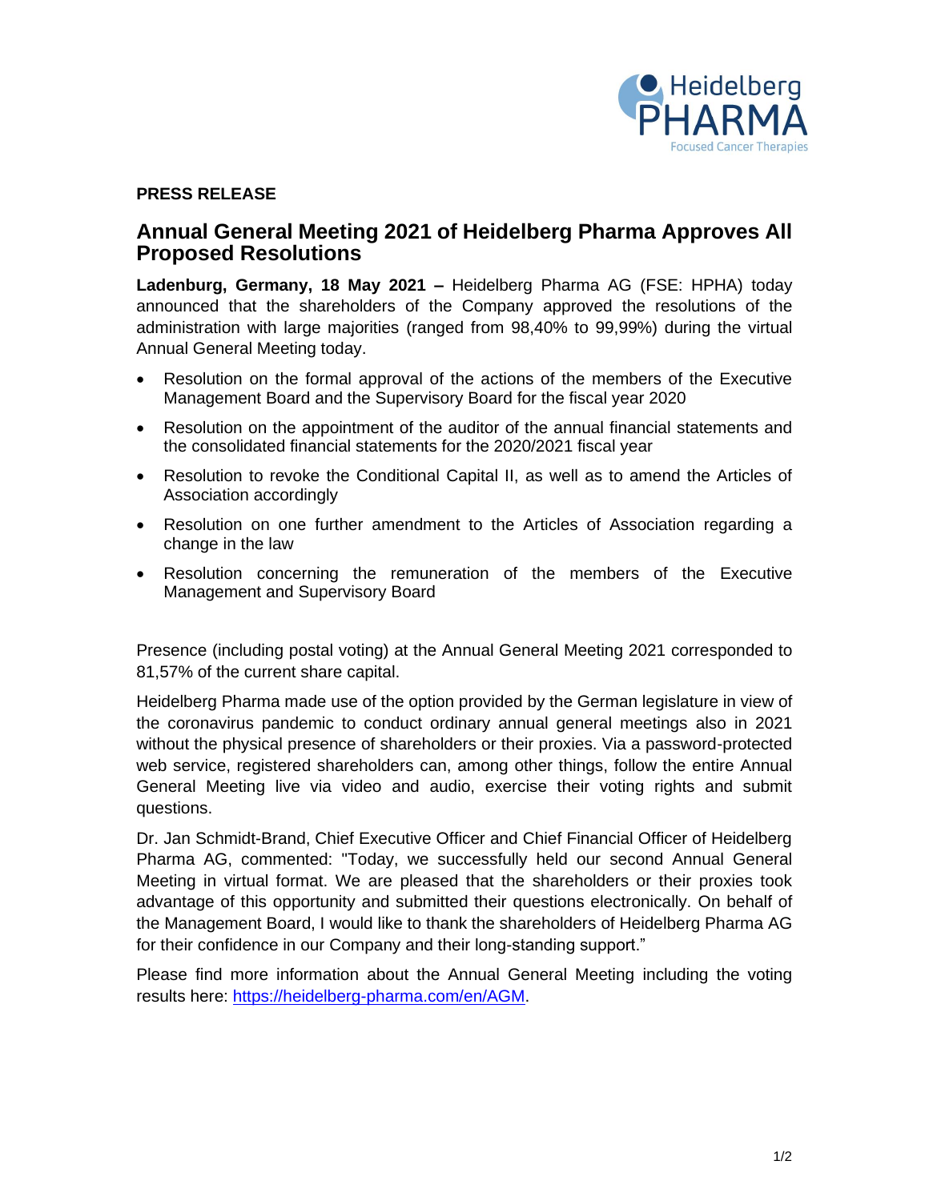**PRESS RELEASE**

# Annual General Meeting 2021 of Heidelberg Pharma Approves All Proposed Resolutions

**Ladenburg, Germany, 18 May 2021 –** Heidelberg Pharma AG (FSE: HPHA) today announced that the shareholders of the Company approved the resolutions of the administration with large majorities (ranged from 98,40% to 99,99%) during the virtual Annual General Meeting today.

- Resolution on the formal approval of the actions of the members of the Executive Management Board and the Supervisory Board for the fiscal year 2020
- Resolution on the appointment of the auditor of the annual financial statements and the consolidated financial statements for the 2020/2021 fiscal year
- Resolution to revoke the Conditional Capital II, as well as to amend the Articles of Association accordingly
- Resolution on one further amendment to the Articles of Association regarding a change in the law
- Resolution concerning the remuneration of the members of the Executive Management and Supervisory Board

Presence (including postal voting) at the Annual General Meeting 2021 corresponded to 81,57% of the current share capital.

Heidelberg Pharma made use of the option provided by the German legislature in view of the coronavirus pandemic to conduct ordinary annual general meetings also in 2021 without the physical presence of shareholders or their proxies. Via a password-protected web service, registered shareholders can, among other things, follow the entire Annual General Meeting live via video and audio, exercise their voting rights and submit questions.

Dr. Jan Schmidt-Brand, Chief Executive Officer and Chief Financial Officer of Heidelberg Pharma AG, commented: "Today, we successfully held our second Annual General Meeting in virtual format. We are pleased that the shareholders or their proxies took advantage of this opportunity and submitted their questions electronically. On behalf of the Management Board, I would like to thank the shareholders of Heidelberg Pharma AG for their confidence in our Company and their long-standing support."

Please find more information about the Annual General Meeting including the voting results here: https://heidelberg-pharma.com/en/AGM.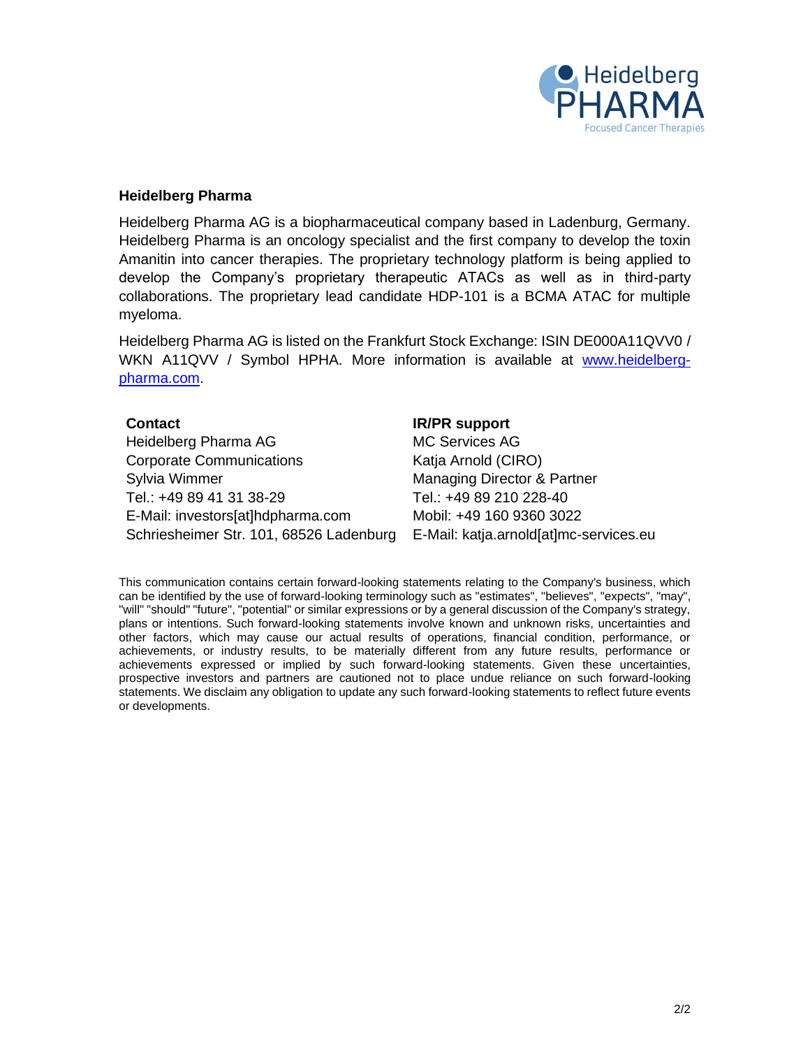## Heidelberg Pharma

Heidelberg Pharma AG is a biopharmaceutical company based in Ladenburg, Germany. Heidelberg Pharma is an oncology specialist and the first company to develop the toxin Amanitin into cancer therapies. The proprietary technology platform is being applied to develop the Company's proprietary therapeutic ATACs as well as in third-party collaborations. The proprietary lead candidate HDP-101 is a BCMA ATAC for multiple myeloma.

Heidelberg Pharma AG is listed on the Frankfurt Stock Exchange: ISIN DE000A11QVV0 / WKN A11QVV / Symbol HPHA. More information is available at [www.heidelberg-pharma.com](http://www.heidelberg-pharma.com).

**Contact**
Heidelberg Pharma AG
Corporate Communications
Sylvia Wimmer
Tel.: +49 89 41 31 38-29
E-Mail: investors[at]hdpharma.com
Schriesheimer Str. 101, 68526 Ladenburg

**IR/PR support**
MC Services AG
Katja Arnold (CIRO)
Managing Director & Partner
Tel.: +49 89 210 228-40
Mobil: +49 160 9360 3022
E-Mail: katja.arnold[at]mc-services.eu

This communication contains certain forward-looking statements relating to the Company's business, which can be identified by the use of forward-looking terminology such as "estimates", "believes", "expects", "may", "will" "should" "future", "potential" or similar expressions or by a general discussion of the Company's strategy, plans or intentions. Such forward-looking statements involve known and unknown risks, uncertainties and other factors, which may cause our actual results of operations, financial condition, performance, or achievements, or industry results, to be materially different from any future results, performance or achievements expressed or implied by such forward-looking statements. Given these uncertainties, prospective investors and partners are cautioned not to place undue reliance on such forward-looking statements. We disclaim any obligation to update any such forward-looking statements to reflect future events or developments.